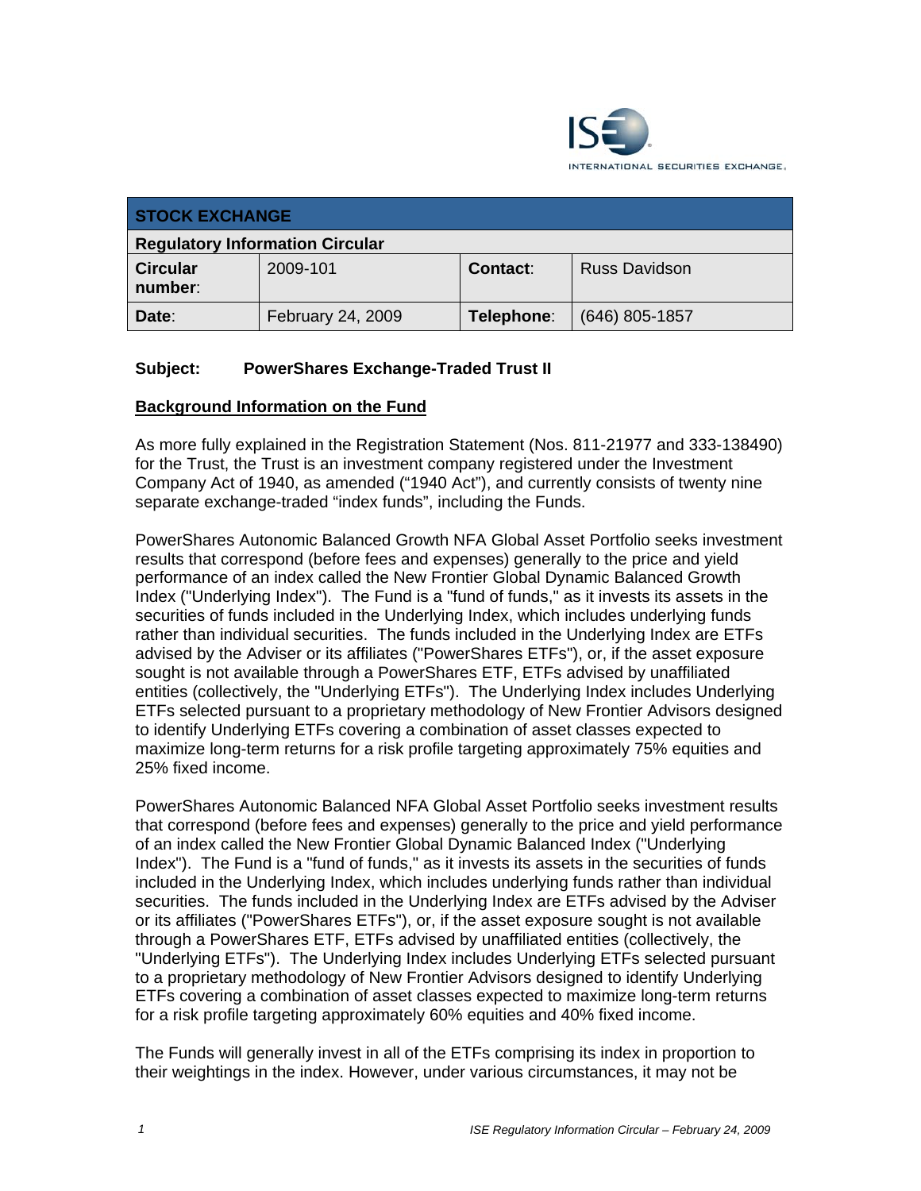ISE INTERNATIONAL SECURITIES EXCHANGE.

| STOCK EXCHANGE | | | |
|---|---|---|---|
| **Regulatory Information Circular** | | | |
| **Circular number:** | 2009-101 | **Contact:** | Russ Davidson |
| **Date:** | February 24, 2009 | **Telephone:** | (646) 805-1857 |

**Subject: PowerShares Exchange-Traded Trust II**

## Background Information on the Fund

As more fully explained in the Registration Statement (Nos. 811-21977 and 333-138490) for the Trust, the Trust is an investment company registered under the Investment Company Act of 1940, as amended ("1940 Act"), and currently consists of twenty nine separate exchange-traded "index funds", including the Funds.

PowerShares Autonomic Balanced Growth NFA Global Asset Portfolio seeks investment results that correspond (before fees and expenses) generally to the price and yield performance of an index called the New Frontier Global Dynamic Balanced Growth Index ("Underlying Index"). The Fund is a "fund of funds," as it invests its assets in the securities of funds included in the Underlying Index, which includes underlying funds rather than individual securities. The funds included in the Underlying Index are ETFs advised by the Adviser or its affiliates ("PowerShares ETFs"), or, if the asset exposure sought is not available through a PowerShares ETF, ETFs advised by unaffiliated entities (collectively, the "Underlying ETFs"). The Underlying Index includes Underlying ETFs selected pursuant to a proprietary methodology of New Frontier Advisors designed to identify Underlying ETFs covering a combination of asset classes expected to maximize long-term returns for a risk profile targeting approximately 75% equities and 25% fixed income.

PowerShares Autonomic Balanced NFA Global Asset Portfolio seeks investment results that correspond (before fees and expenses) generally to the price and yield performance of an index called the New Frontier Global Dynamic Balanced Index ("Underlying Index"). The Fund is a "fund of funds," as it invests its assets in the securities of funds included in the Underlying Index, which includes underlying funds rather than individual securities. The funds included in the Underlying Index are ETFs advised by the Adviser or its affiliates ("PowerShares ETFs"), or, if the asset exposure sought is not available through a PowerShares ETF, ETFs advised by unaffiliated entities (collectively, the "Underlying ETFs"). The Underlying Index includes Underlying ETFs selected pursuant to a proprietary methodology of New Frontier Advisors designed to identify Underlying ETFs covering a combination of asset classes expected to maximize long-term returns for a risk profile targeting approximately 60% equities and 40% fixed income.

The Funds will generally invest in all of the ETFs comprising its index in proportion to their weightings in the index. However, under various circumstances, it may not be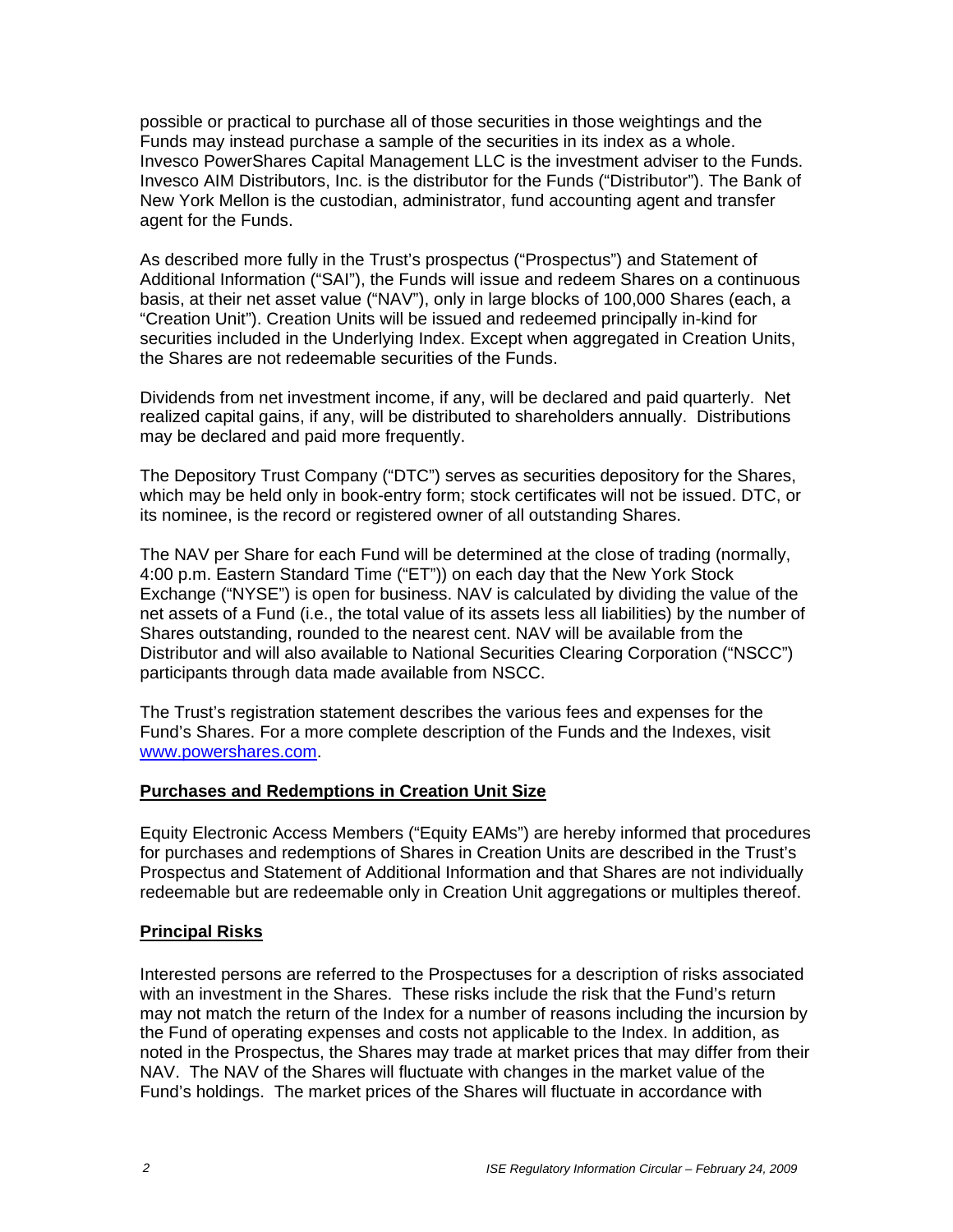possible or practical to purchase all of those securities in those weightings and the Funds may instead purchase a sample of the securities in its index as a whole. Invesco PowerShares Capital Management LLC is the investment adviser to the Funds. Invesco AIM Distributors, Inc. is the distributor for the Funds ("Distributor"). The Bank of New York Mellon is the custodian, administrator, fund accounting agent and transfer agent for the Funds.

As described more fully in the Trust's prospectus ("Prospectus") and Statement of Additional Information ("SAI"), the Funds will issue and redeem Shares on a continuous basis, at their net asset value ("NAV"), only in large blocks of 100,000 Shares (each, a "Creation Unit"). Creation Units will be issued and redeemed principally in-kind for securities included in the Underlying Index. Except when aggregated in Creation Units, the Shares are not redeemable securities of the Funds.

Dividends from net investment income, if any, will be declared and paid quarterly. Net realized capital gains, if any, will be distributed to shareholders annually. Distributions may be declared and paid more frequently.

The Depository Trust Company ("DTC") serves as securities depository for the Shares, which may be held only in book-entry form; stock certificates will not be issued. DTC, or its nominee, is the record or registered owner of all outstanding Shares.

The NAV per Share for each Fund will be determined at the close of trading (normally, 4:00 p.m. Eastern Standard Time ("ET")) on each day that the New York Stock Exchange ("NYSE") is open for business. NAV is calculated by dividing the value of the net assets of a Fund (i.e., the total value of its assets less all liabilities) by the number of Shares outstanding, rounded to the nearest cent. NAV will be available from the Distributor and will also available to National Securities Clearing Corporation ("NSCC") participants through data made available from NSCC.

The Trust's registration statement describes the various fees and expenses for the Fund's Shares. For a more complete description of the Funds and the Indexes, visit www.powershares.com.

## Purchases and Redemptions in Creation Unit Size

Equity Electronic Access Members ("Equity EAMs") are hereby informed that procedures for purchases and redemptions of Shares in Creation Units are described in the Trust's Prospectus and Statement of Additional Information and that Shares are not individually redeemable but are redeemable only in Creation Unit aggregations or multiples thereof.

## Principal Risks

Interested persons are referred to the Prospectuses for a description of risks associated with an investment in the Shares. These risks include the risk that the Fund's return may not match the return of the Index for a number of reasons including the incursion by the Fund of operating expenses and costs not applicable to the Index. In addition, as noted in the Prospectus, the Shares may trade at market prices that may differ from their NAV. The NAV of the Shares will fluctuate with changes in the market value of the Fund's holdings. The market prices of the Shares will fluctuate in accordance with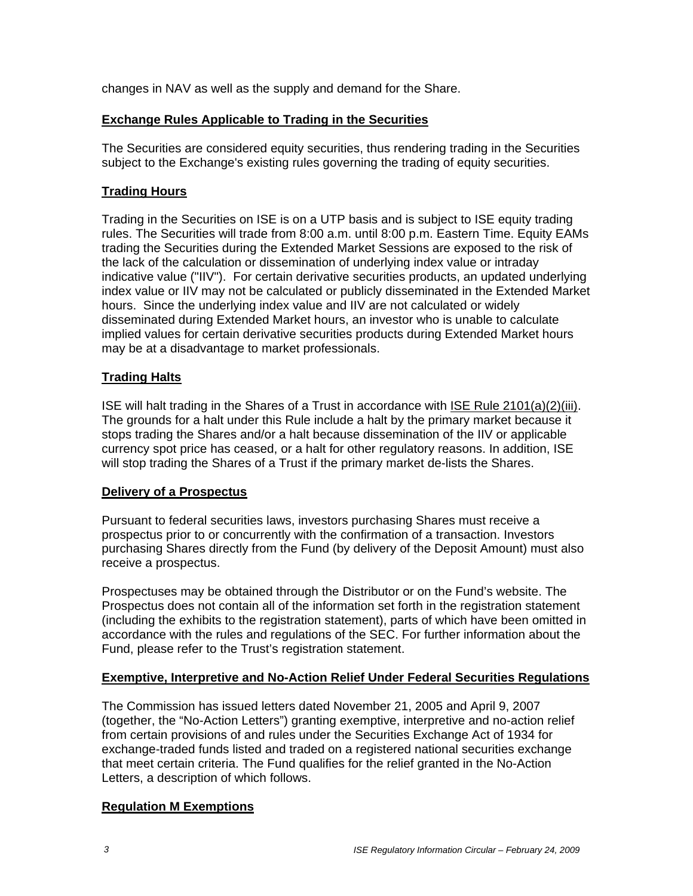changes in NAV as well as the supply and demand for the Share.

## Exchange Rules Applicable to Trading in the Securities

The Securities are considered equity securities, thus rendering trading in the Securities subject to the Exchange's existing rules governing the trading of equity securities.

## Trading Hours

Trading in the Securities on ISE is on a UTP basis and is subject to ISE equity trading rules. The Securities will trade from 8:00 a.m. until 8:00 p.m. Eastern Time. Equity EAMs trading the Securities during the Extended Market Sessions are exposed to the risk of the lack of the calculation or dissemination of underlying index value or intraday indicative value ("IIV"). For certain derivative securities products, an updated underlying index value or IIV may not be calculated or publicly disseminated in the Extended Market hours. Since the underlying index value and IIV are not calculated or widely disseminated during Extended Market hours, an investor who is unable to calculate implied values for certain derivative securities products during Extended Market hours may be at a disadvantage to market professionals.

## Trading Halts

ISE will halt trading in the Shares of a Trust in accordance with ISE Rule 2101(a)(2)(iii). The grounds for a halt under this Rule include a halt by the primary market because it stops trading the Shares and/or a halt because dissemination of the IIV or applicable currency spot price has ceased, or a halt for other regulatory reasons. In addition, ISE will stop trading the Shares of a Trust if the primary market de-lists the Shares.

## Delivery of a Prospectus

Pursuant to federal securities laws, investors purchasing Shares must receive a prospectus prior to or concurrently with the confirmation of a transaction. Investors purchasing Shares directly from the Fund (by delivery of the Deposit Amount) must also receive a prospectus.

Prospectuses may be obtained through the Distributor or on the Fund's website. The Prospectus does not contain all of the information set forth in the registration statement (including the exhibits to the registration statement), parts of which have been omitted in accordance with the rules and regulations of the SEC. For further information about the Fund, please refer to the Trust's registration statement.

## Exemptive, Interpretive and No-Action Relief Under Federal Securities Regulations

The Commission has issued letters dated November 21, 2005 and April 9, 2007 (together, the "No-Action Letters") granting exemptive, interpretive and no-action relief from certain provisions of and rules under the Securities Exchange Act of 1934 for exchange-traded funds listed and traded on a registered national securities exchange that meet certain criteria. The Fund qualifies for the relief granted in the No-Action Letters, a description of which follows.

## Regulation M Exemptions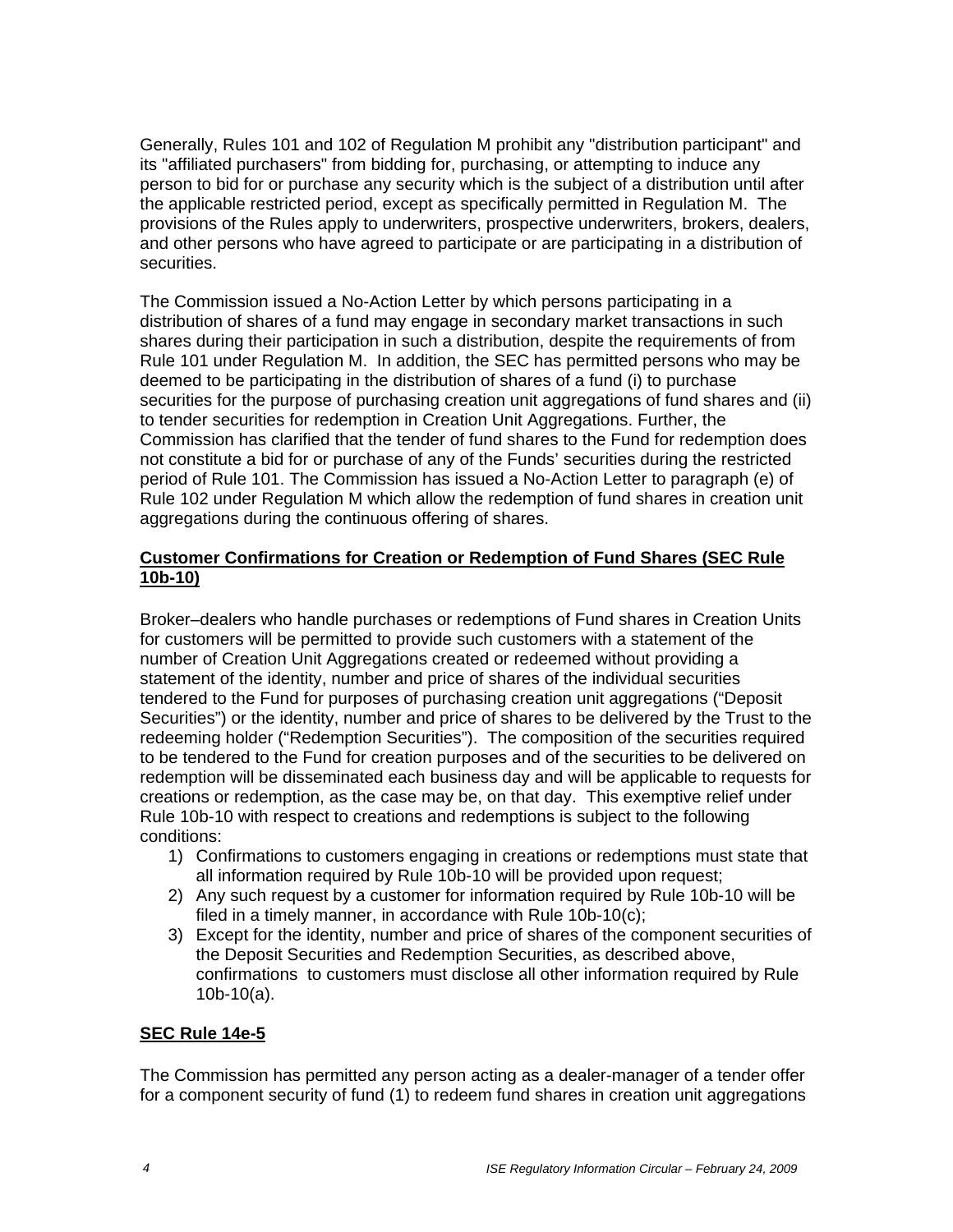Generally, Rules 101 and 102 of Regulation M prohibit any "distribution participant" and its "affiliated purchasers" from bidding for, purchasing, or attempting to induce any person to bid for or purchase any security which is the subject of a distribution until after the applicable restricted period, except as specifically permitted in Regulation M. The provisions of the Rules apply to underwriters, prospective underwriters, brokers, dealers, and other persons who have agreed to participate or are participating in a distribution of securities.

The Commission issued a No-Action Letter by which persons participating in a distribution of shares of a fund may engage in secondary market transactions in such shares during their participation in such a distribution, despite the requirements of from Rule 101 under Regulation M. In addition, the SEC has permitted persons who may be deemed to be participating in the distribution of shares of a fund (i) to purchase securities for the purpose of purchasing creation unit aggregations of fund shares and (ii) to tender securities for redemption in Creation Unit Aggregations. Further, the Commission has clarified that the tender of fund shares to the Fund for redemption does not constitute a bid for or purchase of any of the Funds' securities during the restricted period of Rule 101. The Commission has issued a No-Action Letter to paragraph (e) of Rule 102 under Regulation M which allow the redemption of fund shares in creation unit aggregations during the continuous offering of shares.

## Customer Confirmations for Creation or Redemption of Fund Shares (SEC Rule 10b-10)

Broker–dealers who handle purchases or redemptions of Fund shares in Creation Units for customers will be permitted to provide such customers with a statement of the number of Creation Unit Aggregations created or redeemed without providing a statement of the identity, number and price of shares of the individual securities tendered to the Fund for purposes of purchasing creation unit aggregations ("Deposit Securities") or the identity, number and price of shares to be delivered by the Trust to the redeeming holder ("Redemption Securities"). The composition of the securities required to be tendered to the Fund for creation purposes and of the securities to be delivered on redemption will be disseminated each business day and will be applicable to requests for creations or redemption, as the case may be, on that day. This exemptive relief under Rule 10b-10 with respect to creations and redemptions is subject to the following conditions:

1) Confirmations to customers engaging in creations or redemptions must state that all information required by Rule 10b-10 will be provided upon request;
2) Any such request by a customer for information required by Rule 10b-10 will be filed in a timely manner, in accordance with Rule 10b-10(c);
3) Except for the identity, number and price of shares of the component securities of the Deposit Securities and Redemption Securities, as described above, confirmations to customers must disclose all other information required by Rule 10b-10(a).

## SEC Rule 14e-5

The Commission has permitted any person acting as a dealer-manager of a tender offer for a component security of fund (1) to redeem fund shares in creation unit aggregations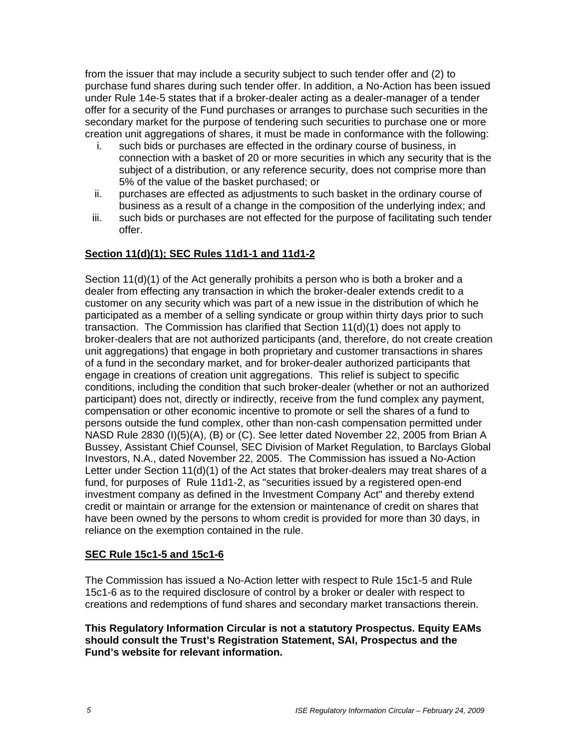from the issuer that may include a security subject to such tender offer and (2) to purchase fund shares during such tender offer. In addition, a No-Action has been issued under Rule 14e-5 states that if a broker-dealer acting as a dealer-manager of a tender offer for a security of the Fund purchases or arranges to purchase such securities in the secondary market for the purpose of tendering such securities to purchase one or more creation unit aggregations of shares, it must be made in conformance with the following:

i. such bids or purchases are effected in the ordinary course of business, in connection with a basket of 20 or more securities in which any security that is the subject of a distribution, or any reference security, does not comprise more than 5% of the value of the basket purchased; or
ii. purchases are effected as adjustments to such basket in the ordinary course of business as a result of a change in the composition of the underlying index; and
iii. such bids or purchases are not effected for the purpose of facilitating such tender offer.

**Section 11(d)(1); SEC Rules 11d1-1 and 11d1-2**

Section 11(d)(1) of the Act generally prohibits a person who is both a broker and a dealer from effecting any transaction in which the broker-dealer extends credit to a customer on any security which was part of a new issue in the distribution of which he participated as a member of a selling syndicate or group within thirty days prior to such transaction. The Commission has clarified that Section 11(d)(1) does not apply to broker-dealers that are not authorized participants (and, therefore, do not create creation unit aggregations) that engage in both proprietary and customer transactions in shares of a fund in the secondary market, and for broker-dealer authorized participants that engage in creations of creation unit aggregations. This relief is subject to specific conditions, including the condition that such broker-dealer (whether or not an authorized participant) does not, directly or indirectly, receive from the fund complex any payment, compensation or other economic incentive to promote or sell the shares of a fund to persons outside the fund complex, other than non-cash compensation permitted under NASD Rule 2830 (I)(5)(A), (B) or (C). See letter dated November 22, 2005 from Brian A Bussey, Assistant Chief Counsel, SEC Division of Market Regulation, to Barclays Global Investors, N.A., dated November 22, 2005. The Commission has issued a No-Action Letter under Section 11(d)(1) of the Act states that broker-dealers may treat shares of a fund, for purposes of Rule 11d1-2, as "securities issued by a registered open-end investment company as defined in the Investment Company Act" and thereby extend credit or maintain or arrange for the extension or maintenance of credit on shares that have been owned by the persons to whom credit is provided for more than 30 days, in reliance on the exemption contained in the rule.

**SEC Rule 15c1-5 and 15c1-6**

The Commission has issued a No-Action letter with respect to Rule 15c1-5 and Rule 15c1-6 as to the required disclosure of control by a broker or dealer with respect to creations and redemptions of fund shares and secondary market transactions therein.

**This Regulatory Information Circular is not a statutory Prospectus. Equity EAMs should consult the Trust's Registration Statement, SAI, Prospectus and the Fund's website for relevant information.**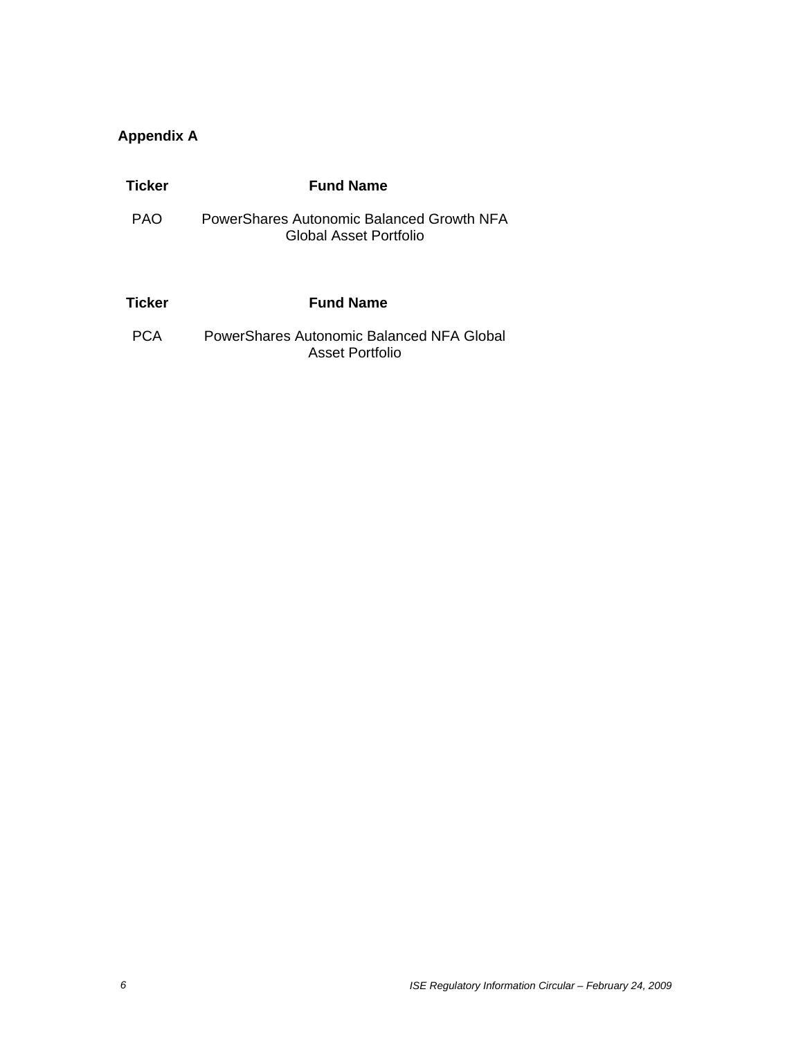**Appendix A**

| Ticker | Fund Name |
|---|---|
| PAO | PowerShares Autonomic Balanced Growth NFA Global Asset Portfolio |

| Ticker | Fund Name |
|---|---|
| PCA | PowerShares Autonomic Balanced NFA Global Asset Portfolio |